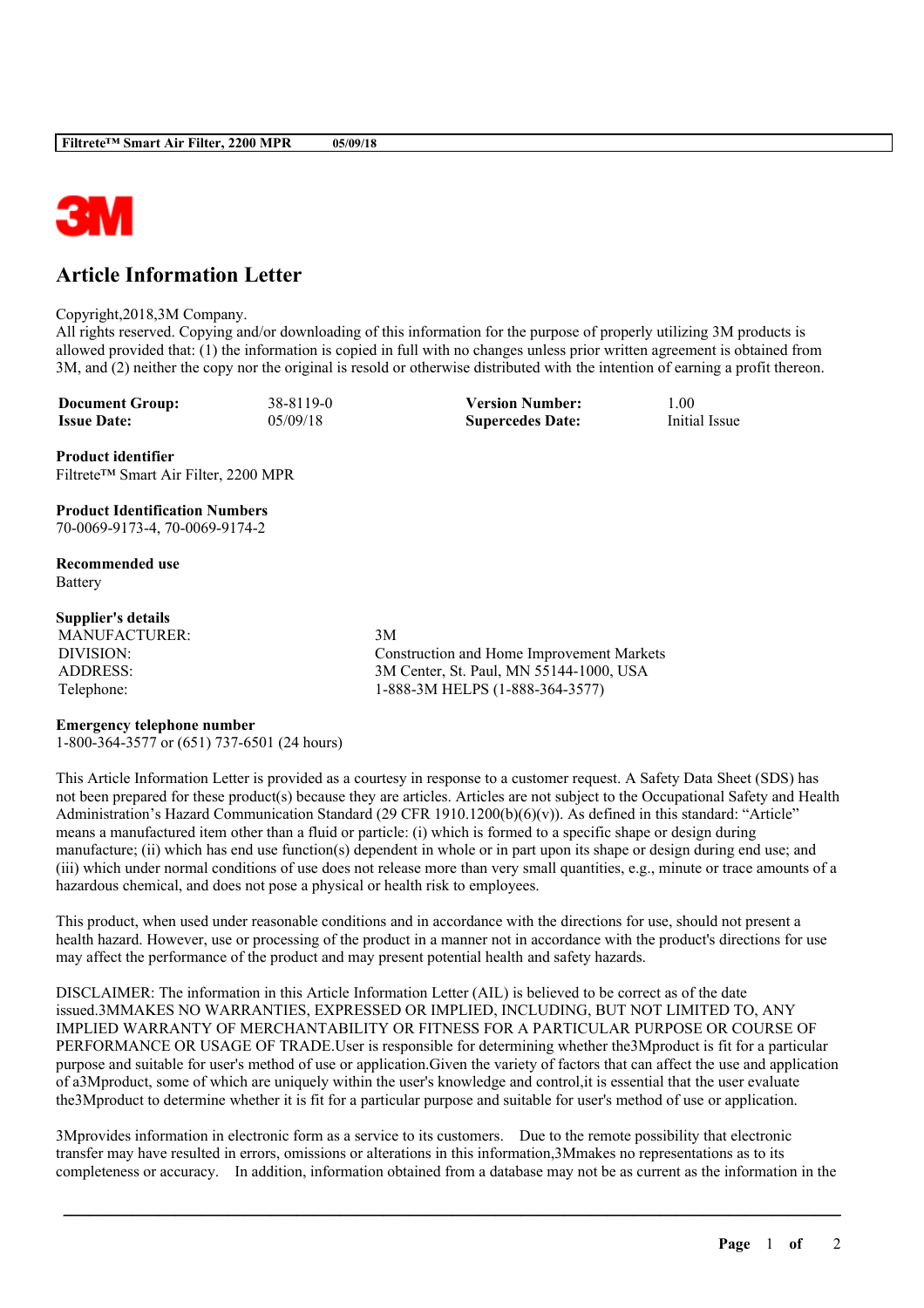# Article Information Letter

Copyright,2018,3M Company.
All rights reserved. Copying and/or downloading of this information for the purpose of properly utilizing 3M products is allowed provided that: (1) the information is copied in full with no changes unless prior written agreement is obtained from 3M, and (2) neither the copy nor the original is resold or otherwise distributed with the intention of earning a profit thereon.

| | | | |
|---|---|---|---|
| **Document Group:** | 38-8119-0 | **Version Number:** | 1.00 |
| **Issue Date:** | 05/09/18 | **Supercedes Date:** | Initial Issue |

**Product identifier**
Filtrete™ Smart Air Filter, 2200 MPR

**Product Identification Numbers**
70-0069-9173-4, 70-0069-9174-2

**Recommended use**
Battery

**Supplier's details**

| | |
|---|---|
| MANUFACTURER: | 3M |
| DIVISION: | Construction and Home Improvement Markets |
| ADDRESS: | 3M Center, St. Paul, MN 55144-1000, USA |
| Telephone: | 1-888-3M HELPS (1-888-364-3577) |

**Emergency telephone number**
1-800-364-3577 or (651) 737-6501 (24 hours)

This Article Information Letter is provided as a courtesy in response to a customer request. A Safety Data Sheet (SDS) has not been prepared for these product(s) because they are articles. Articles are not subject to the Occupational Safety and Health Administration's Hazard Communication Standard (29 CFR 1910.1200(b)(6)(v)). As defined in this standard: "Article" means a manufactured item other than a fluid or particle: (i) which is formed to a specific shape or design during manufacture; (ii) which has end use function(s) dependent in whole or in part upon its shape or design during end use; and (iii) which under normal conditions of use does not release more than very small quantities, e.g., minute or trace amounts of a hazardous chemical, and does not pose a physical or health risk to employees.

This product, when used under reasonable conditions and in accordance with the directions for use, should not present a health hazard. However, use or processing of the product in a manner not in accordance with the product's directions for use may affect the performance of the product and may present potential health and safety hazards.

DISCLAIMER: The information in this Article Information Letter (AIL) is believed to be correct as of the date issued.3MMAKES NO WARRANTIES, EXPRESSED OR IMPLIED, INCLUDING, BUT NOT LIMITED TO, ANY IMPLIED WARRANTY OF MERCHANTABILITY OR FITNESS FOR A PARTICULAR PURPOSE OR COURSE OF PERFORMANCE OR USAGE OF TRADE.User is responsible for determining whether the3Mproduct is fit for a particular purpose and suitable for user's method of use or application.Given the variety of factors that can affect the use and application of a3Mproduct, some of which are uniquely within the user's knowledge and control,it is essential that the user evaluate the3Mproduct to determine whether it is fit for a particular purpose and suitable for user's method of use or application.

3Mprovides information in electronic form as a service to its customers. Due to the remote possibility that electronic transfer may have resulted in errors, omissions or alterations in this information,3Mmakes no representations as to its completeness or accuracy. In addition, information obtained from a database may not be as current as the information in the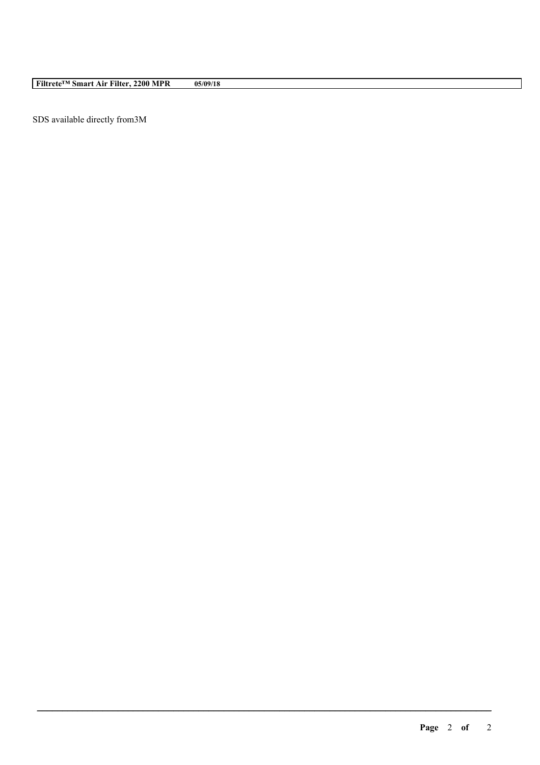SDS available directly from3M